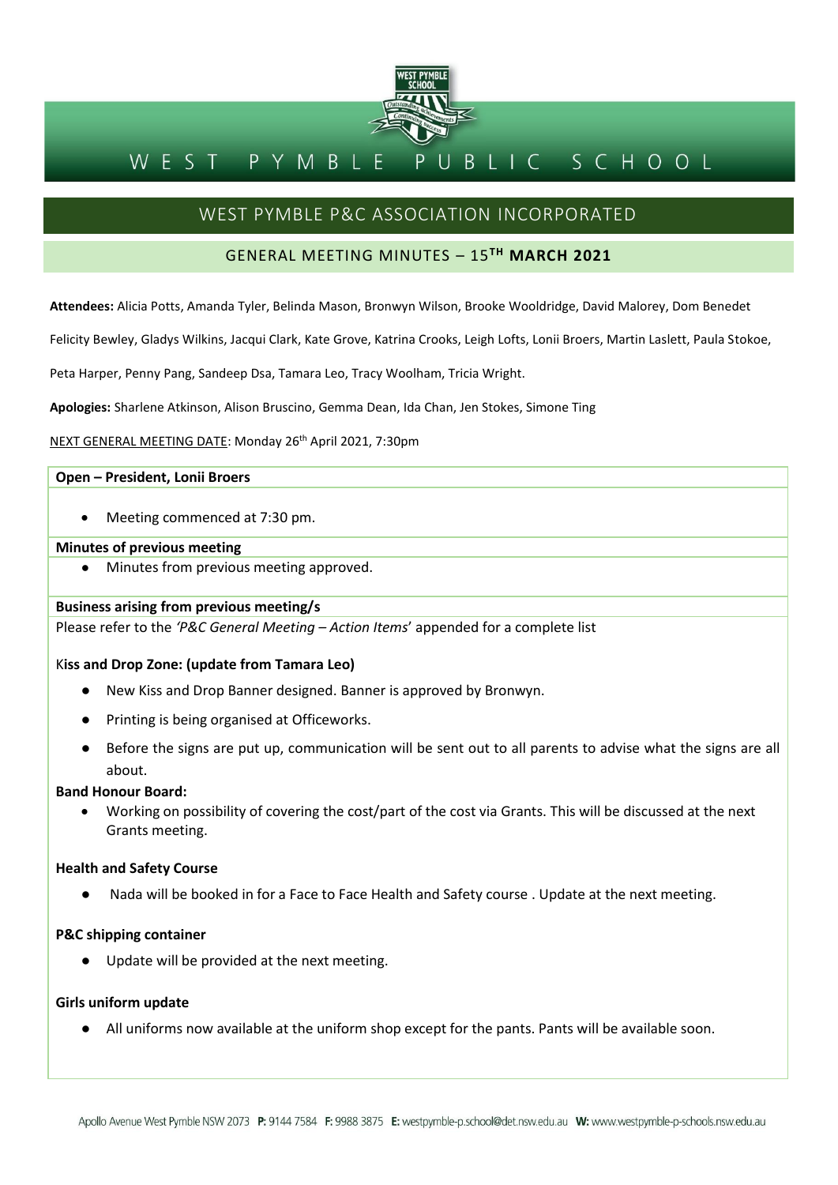# WEST PYMBLE PUBLIC SCHOOL

## WEST PYMBLE P&C ASSOCIATION INCORPORATED

### GENERAL MEETING MINUTES – 15TH MARCH 2021

**Attendees:** Alicia Potts, Amanda Tyler, Belinda Mason, Bronwyn Wilson, Brooke Wooldridge, David Malorey, Dom Benedet Felicity Bewley, Gladys Wilkins, Jacqui Clark, Kate Grove, Katrina Crooks, Leigh Lofts, Lonii Broers, Martin Laslett, Paula Stokoe, Peta Harper, Penny Pang, Sandeep Dsa, Tamara Leo, Tracy Woolham, Tricia Wright.

**Apologies:** Sharlene Atkinson, Alison Bruscino, Gemma Dean, Ida Chan, Jen Stokes, Simone Ting

NEXT GENERAL MEETING DATE: Monday 26th April 2021, 7:30pm

**Open – President, Lonii Broers**

- Meeting commenced at 7:30 pm.

**Minutes of previous meeting**

- Minutes from previous meeting approved.

**Business arising from previous meeting/s**

Please refer to the *'P&C General Meeting – Action Items*' appended for a complete list

**Kiss and Drop Zone: (update from Tamara Leo)**

- New Kiss and Drop Banner designed. Banner is approved by Bronwyn.
- Printing is being organised at Officeworks.
- Before the signs are put up, communication will be sent out to all parents to advise what the signs are all about.

**Band Honour Board:**

- Working on possibility of covering the cost/part of the cost via Grants. This will be discussed at the next Grants meeting.

**Health and Safety Course**

- Nada will be booked in for a Face to Face Health and Safety course . Update at the next meeting.

**P&C shipping container**

- Update will be provided at the next meeting.

**Girls uniform update**

- All uniforms now available at the uniform shop except for the pants. Pants will be available soon.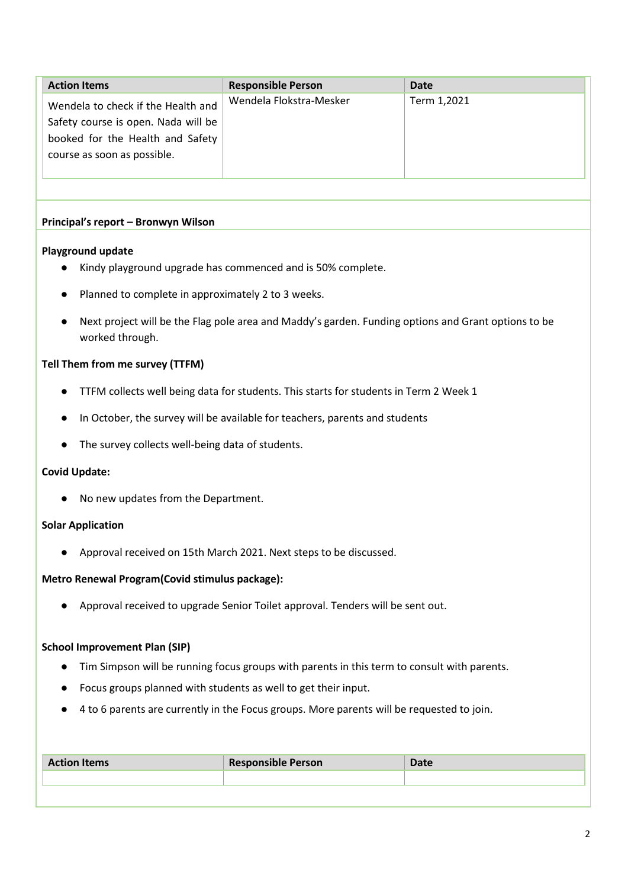| Action Items | Responsible Person | Date |
| --- | --- | --- |
| Wendela to check if the Health and Safety course is open. Nada will be booked for the Health and Safety course as soon as possible. | Wendela Flokstra-Mesker | Term 1,2021 |

**Principal's report – Bronwyn Wilson**

**Playground update**

- Kindy playground upgrade has commenced and is 50% complete.
- Planned to complete in approximately 2 to 3 weeks.
- Next project will be the Flag pole area and Maddy's garden. Funding options and Grant options to be worked through.

**Tell Them from me survey (TTFM)**

- TTFM collects well being data for students. This starts for students in Term 2 Week 1
- In October, the survey will be available for teachers, parents and students
- The survey collects well-being data of students.

**Covid Update:**

- No new updates from the Department.

**Solar Application**

- Approval received on 15th March 2021. Next steps to be discussed.

**Metro Renewal Program(Covid stimulus package):**

- Approval received to upgrade Senior Toilet approval. Tenders will be sent out.

**School Improvement Plan (SIP)**

- Tim Simpson will be running focus groups with parents in this term to consult with parents.
- Focus groups planned with students as well to get their input.
- 4 to 6 parents are currently in the Focus groups. More parents will be requested to join.

| Action Items | Responsible Person | Date |
| --- | --- | --- |
| | | |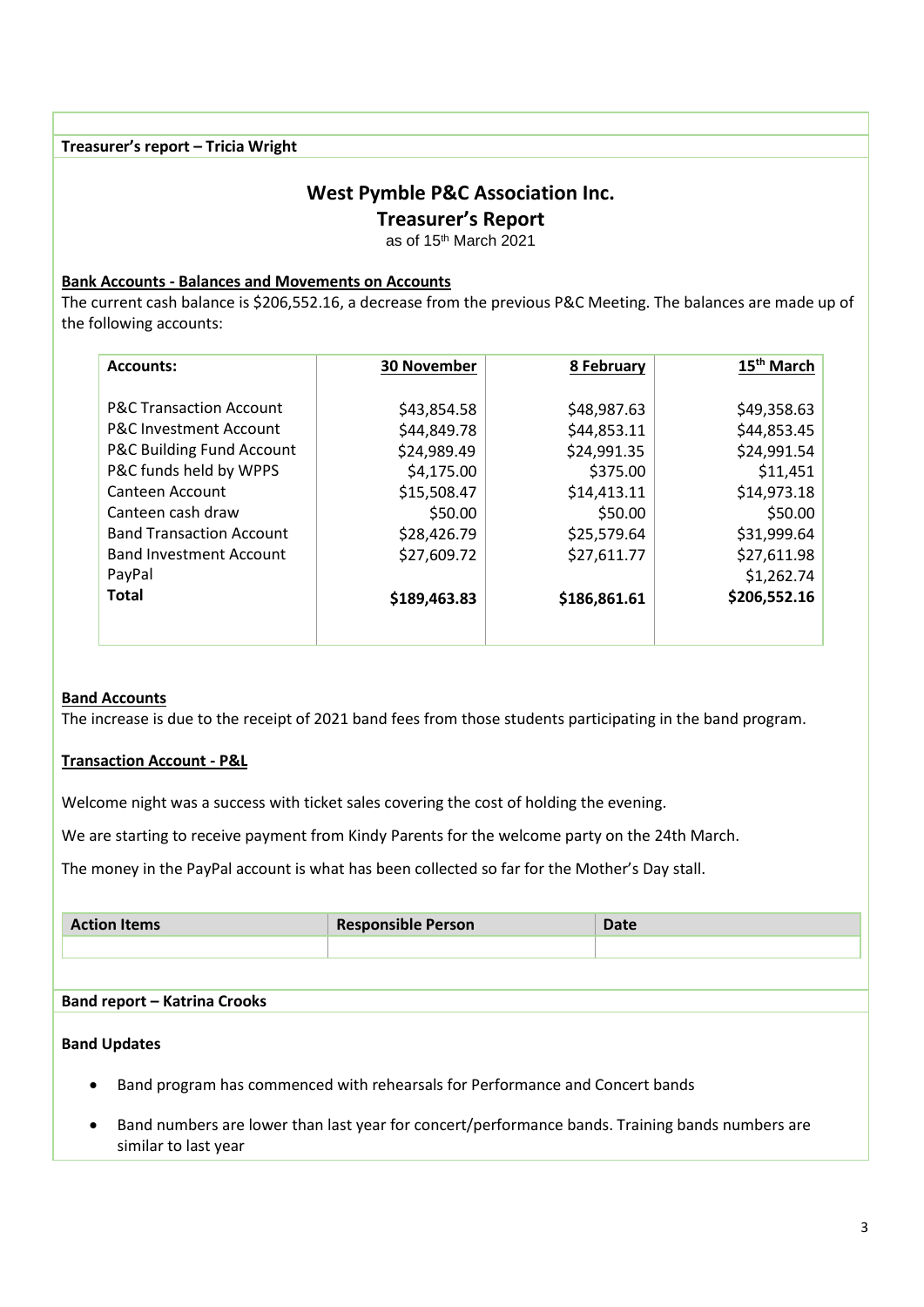**Treasurer's report – Tricia Wright**

## West Pymble P&C Association Inc.
## Treasurer's Report

as of 15th March 2021

**Bank Accounts - Balances and Movements on Accounts**

The current cash balance is $206,552.16, a decrease from the previous P&C Meeting. The balances are made up of the following accounts:

| Accounts: | 30 November | 8 February | 15th March |
|---|---|---|---|
| P&C Transaction Account | $43,854.58 | $48,987.63 | $49,358.63 |
| P&C Investment Account | $44,849.78 | $44,853.11 | $44,853.45 |
| P&C Building Fund Account | $24,989.49 | $24,991.35 | $24,991.54 |
| P&C funds held by WPPS | $4,175.00 | $375.00 | $11,451 |
| Canteen Account | $15,508.47 | $14,413.11 | $14,973.18 |
| Canteen cash draw | $50.00 | $50.00 | $50.00 |
| Band Transaction Account | $28,426.79 | $25,579.64 | $31,999.64 |
| Band Investment Account | $27,609.72 | $27,611.77 | $27,611.98 |
| PayPal | | | $1,262.74 |
| **Total** | **$189,463.83** | **$186,861.61** | **$206,552.16** |

**Band Accounts**

The increase is due to the receipt of 2021 band fees from those students participating in the band program.

**Transaction Account - P&L**

Welcome night was a success with ticket sales covering the cost of holding the evening.

We are starting to receive payment from Kindy Parents for the welcome party on the 24th March.

The money in the PayPal account is what has been collected so far for the Mother's Day stall.

| Action Items | Responsible Person | Date |
|---|---|---|
| | | |

**Band report – Katrina Crooks**

**Band Updates**

- Band program has commenced with rehearsals for Performance and Concert bands
- Band numbers are lower than last year for concert/performance bands. Training bands numbers are similar to last year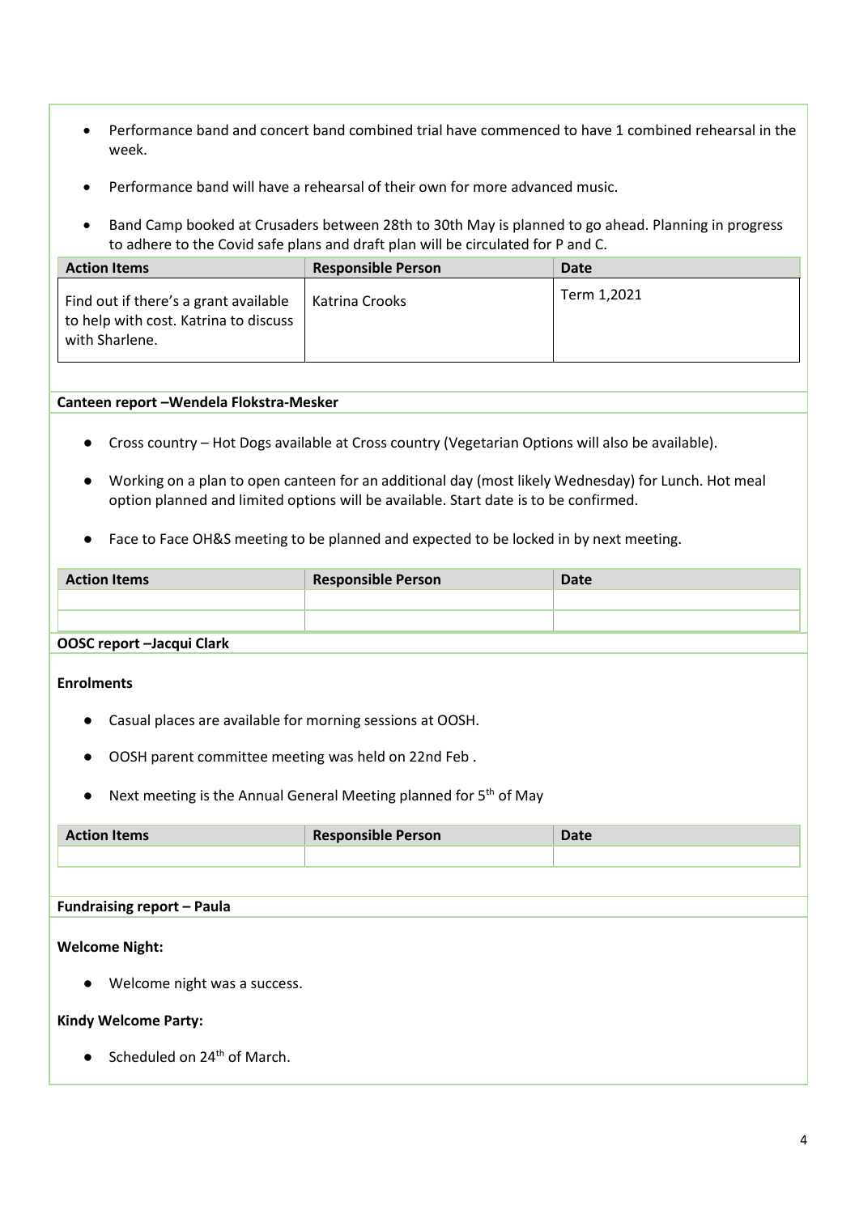- Performance band and concert band combined trial have commenced to have 1 combined rehearsal in the week.
- Performance band will have a rehearsal of their own for more advanced music.
- Band Camp booked at Crusaders between 28th to 30th May is planned to go ahead. Planning in progress to adhere to the Covid safe plans and draft plan will be circulated for P and C.

| Action Items | Responsible Person | Date |
|---|---|---|
| Find out if there's a grant available to help with cost. Katrina to discuss with Sharlene. | Katrina Crooks | Term 1,2021 |

**Canteen report –Wendela Flokstra-Mesker**

- Cross country – Hot Dogs available at Cross country (Vegetarian Options will also be available).
- Working on a plan to open canteen for an additional day (most likely Wednesday) for Lunch. Hot meal option planned and limited options will be available. Start date is to be confirmed.
- Face to Face OH&S meeting to be planned and expected to be locked in by next meeting.

| Action Items | Responsible Person | Date |
|---|---|---|
| | | |
| | | |

**OOSC report –Jacqui Clark**

**Enrolments**

- Casual places are available for morning sessions at OOSH.
- OOSH parent committee meeting was held on 22nd Feb .
- Next meeting is the Annual General Meeting planned for 5th of May

| Action Items | Responsible Person | Date |
|---|---|---|
| | | |

**Fundraising report – Paula**

**Welcome Night:**

- Welcome night was a success.

**Kindy Welcome Party:**

- Scheduled on 24th of March.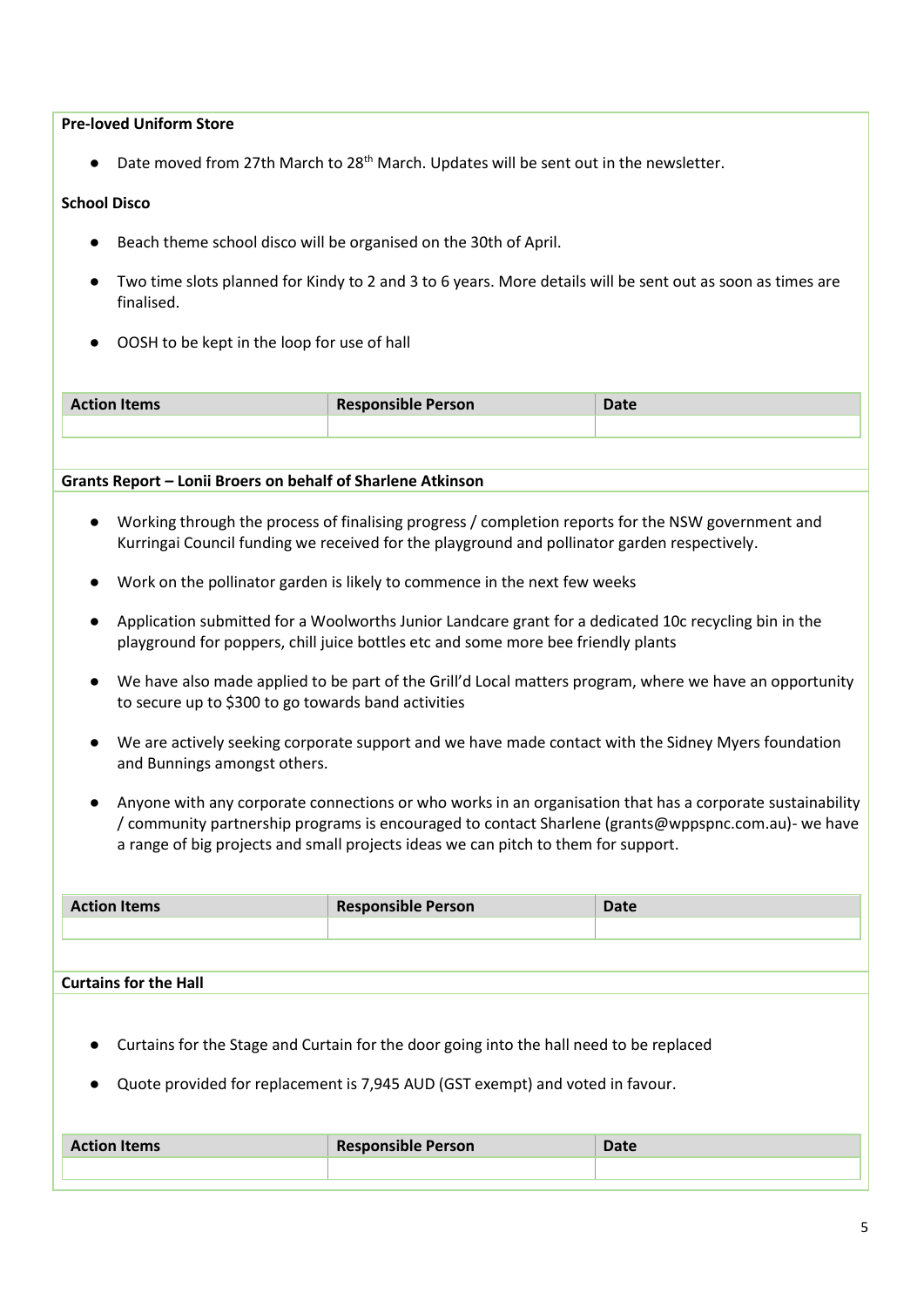**Pre-loved Uniform Store**

- Date moved from 27th March to 28th March. Updates will be sent out in the newsletter.

**School Disco**

- Beach theme school disco will be organised on the 30th of April.
- Two time slots planned for Kindy to 2 and 3 to 6 years. More details will be sent out as soon as times are finalised.
- OOSH to be kept in the loop for use of hall

| Action Items | Responsible Person | Date |
|---|---|---|
| | | |

**Grants Report – Lonii Broers on behalf of Sharlene Atkinson**

- Working through the process of finalising progress / completion reports for the NSW government and Kurringai Council funding we received for the playground and pollinator garden respectively.
- Work on the pollinator garden is likely to commence in the next few weeks
- Application submitted for a Woolworths Junior Landcare grant for a dedicated 10c recycling bin in the playground for poppers, chill juice bottles etc and some more bee friendly plants
- We have also made applied to be part of the Grill'd Local matters program, where we have an opportunity to secure up to $300 to go towards band activities
- We are actively seeking corporate support and we have made contact with the Sidney Myers foundation and Bunnings amongst others.
- Anyone with any corporate connections or who works in an organisation that has a corporate sustainability / community partnership programs is encouraged to contact Sharlene (grants@wppspnc.com.au)- we have a range of big projects and small projects ideas we can pitch to them for support.

| Action Items | Responsible Person | Date |
|---|---|---|
| | | |

**Curtains for the Hall**

- Curtains for the Stage and Curtain for the door going into the hall need to be replaced
- Quote provided for replacement is 7,945 AUD (GST exempt) and voted in favour.

| Action Items | Responsible Person | Date |
|---|---|---|
| | | |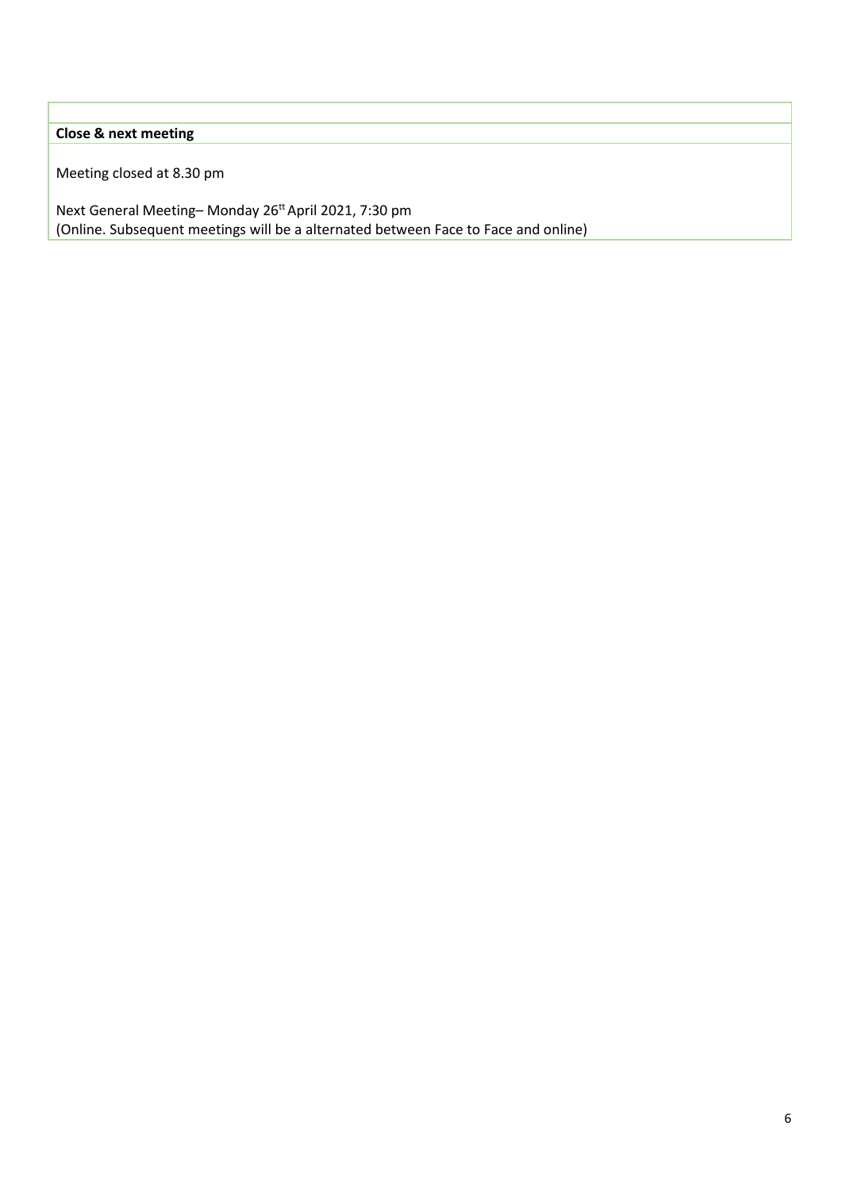**Close & next meeting**

Meeting closed at 8.30 pm

Next General Meeting– Monday 26[tt] April 2021, 7:30 pm
(Online. Subsequent meetings will be a alternated between Face to Face and online)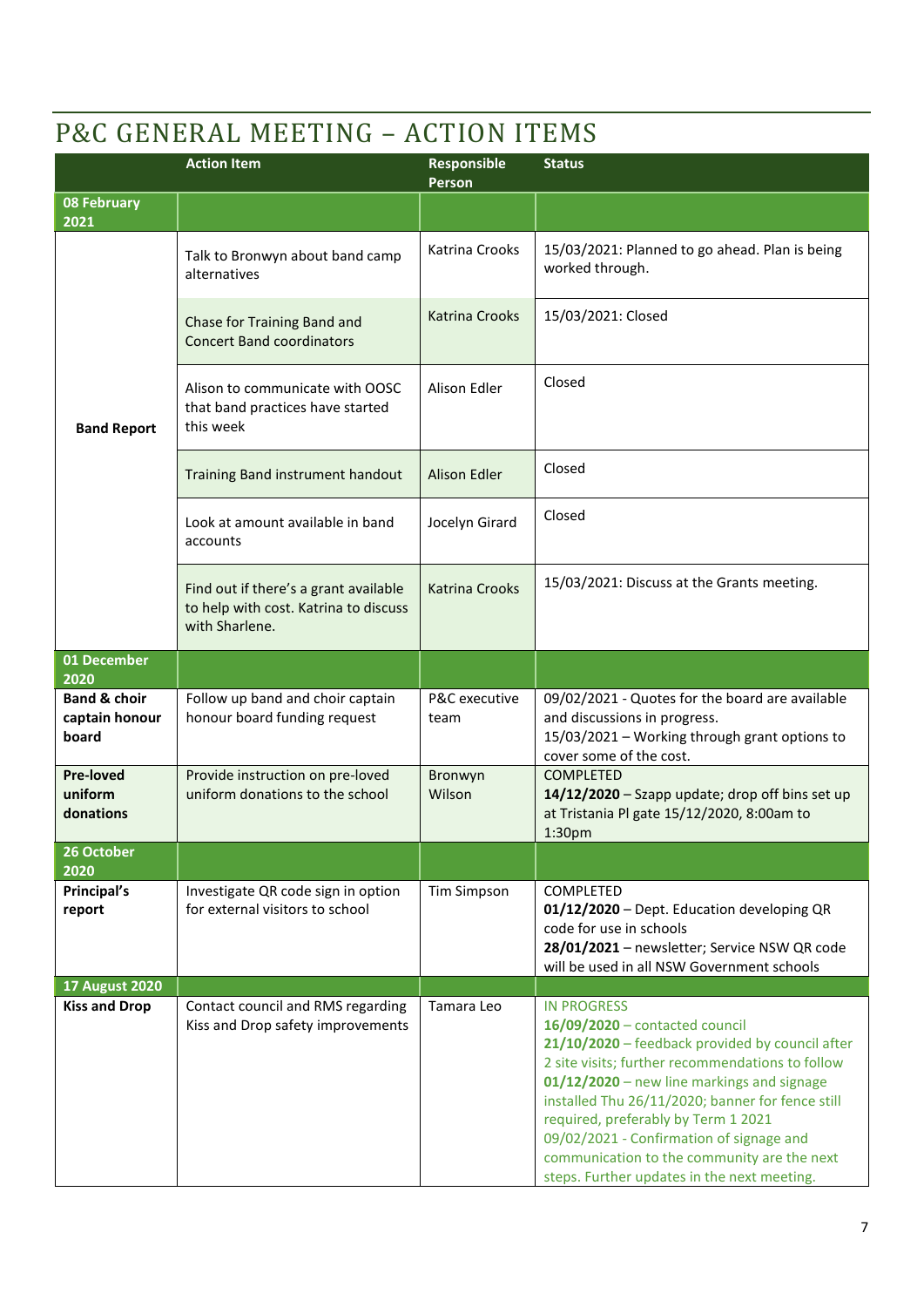# P&C GENERAL MEETING – ACTION ITEMS

| | Action Item | Responsible Person | Status |
|---|---|---|---|
| **08 February 2021** | | | |
| **Band Report** | Talk to Bronwyn about band camp alternatives | Katrina Crooks | 15/03/2021: Planned to go ahead. Plan is being worked through. |
| | Chase for Training Band and Concert Band coordinators | Katrina Crooks | 15/03/2021: Closed |
| | Alison to communicate with OOSC that band practices have started this week | Alison Edler | Closed |
| | Training Band instrument handout | Alison Edler | Closed |
| | Look at amount available in band accounts | Jocelyn Girard | Closed |
| | Find out if there's a grant available to help with cost. Katrina to discuss with Sharlene. | Katrina Crooks | 15/03/2021: Discuss at the Grants meeting. |
| **01 December 2020** | | | |
| **Band & choir captain honour board** | Follow up band and choir captain honour board funding request | P&C executive team | 09/02/2021 - Quotes for the board are available and discussions in progress.<br>15/03/2021 – Working through grant options to cover some of the cost. |
| **Pre-loved uniform donations** | Provide instruction on pre-loved uniform donations to the school | Bronwyn Wilson | COMPLETED<br>**14/12/2020** – Szapp update; drop off bins set up at Tristania Pl gate 15/12/2020, 8:00am to 1:30pm |
| **26 October 2020** | | | |
| **Principal's report** | Investigate QR code sign in option for external visitors to school | Tim Simpson | COMPLETED<br>**01/12/2020** – Dept. Education developing QR code for use in schools<br>**28/01/2021** – newsletter; Service NSW QR code will be used in all NSW Government schools |
| **17 August 2020** | | | |
| **Kiss and Drop** | Contact council and RMS regarding Kiss and Drop safety improvements | Tamara Leo | IN PROGRESS<br>**16/09/2020** – contacted council<br>**21/10/2020** – feedback provided by council after 2 site visits; further recommendations to follow<br>**01/12/2020** – new line markings and signage installed Thu 26/11/2020; banner for fence still required, preferably by Term 1 2021<br>09/02/2021 - Confirmation of signage and communication to the community are the next steps. Further updates in the next meeting. |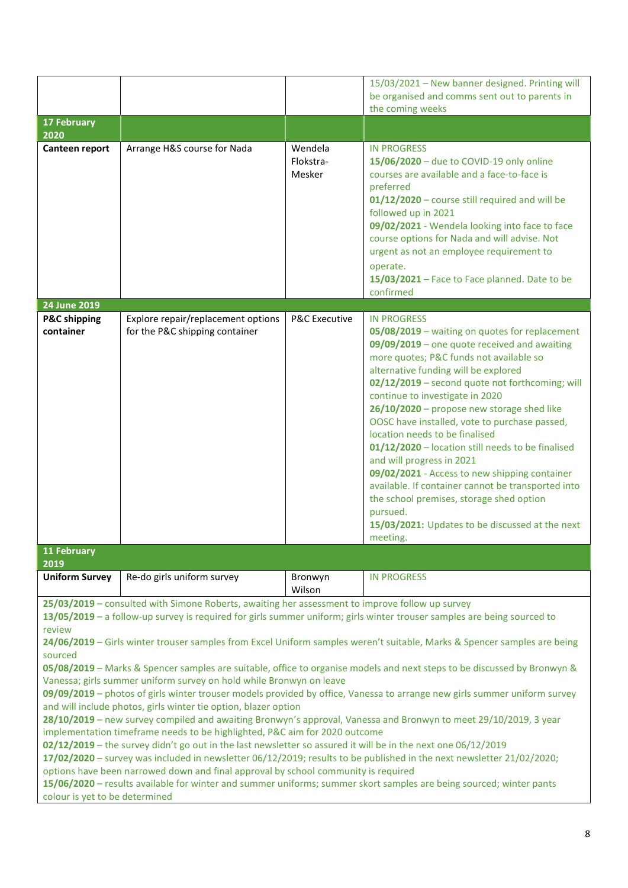| | | | |
|---|---|---|---|
| | | | 15/03/2021 – New banner designed. Printing will be organised and comms sent out to parents in the coming weeks |
| **17 February 2020** | | | |
| **Canteen report** | Arrange H&S course for Nada | Wendela Flokstra-Mesker | IN PROGRESS<br>**15/06/2020** – due to COVID-19 only online courses are available and a face-to-face is preferred<br>**01/12/2020** – course still required and will be followed up in 2021<br>**09/02/2021** - Wendela looking into face to face course options for Nada and will advise. Not urgent as not an employee requirement to operate.<br>**15/03/2021 –** Face to Face planned. Date to be confirmed |
| **24 June 2019** | | | |
| **P&C shipping container** | Explore repair/replacement options for the P&C shipping container | P&C Executive | IN PROGRESS<br>**05/08/2019** – waiting on quotes for replacement<br>**09/09/2019** – one quote received and awaiting more quotes; P&C funds not available so alternative funding will be explored<br>**02/12/2019** – second quote not forthcoming; will continue to investigate in 2020<br>**26/10/2020** – propose new storage shed like OOSC have installed, vote to purchase passed, location needs to be finalised<br>**01/12/2020** – location still needs to be finalised and will progress in 2021<br>**09/02/2021** - Access to new shipping container available. If container cannot be transported into the school premises, storage shed option pursued.<br>**15/03/2021:** Updates to be discussed at the next meeting. |
| **11 February 2019** | | | |
| **Uniform Survey** | Re-do girls uniform survey | Bronwyn Wilson | IN PROGRESS |

**25/03/2019** – consulted with Simone Roberts, awaiting her assessment to improve follow up survey
**13/05/2019** – a follow-up survey is required for girls summer uniform; girls winter trouser samples are being sourced to review
**24/06/2019** – Girls winter trouser samples from Excel Uniform samples weren't suitable, Marks & Spencer samples are being sourced
**05/08/2019** – Marks & Spencer samples are suitable, office to organise models and next steps to be discussed by Bronwyn & Vanessa; girls summer uniform survey on hold while Bronwyn on leave
**09/09/2019** – photos of girls winter trouser models provided by office, Vanessa to arrange new girls summer uniform survey and will include photos, girls winter tie option, blazer option
**28/10/2019** – new survey compiled and awaiting Bronwyn's approval, Vanessa and Bronwyn to meet 29/10/2019, 3 year implementation timeframe needs to be highlighted, P&C aim for 2020 outcome
**02/12/2019** – the survey didn't go out in the last newsletter so assured it will be in the next one 06/12/2019
**17/02/2020** – survey was included in newsletter 06/12/2019; results to be published in the next newsletter 21/02/2020; options have been narrowed down and final approval by school community is required
**15/06/2020** – results available for winter and summer uniforms; summer skort samples are being sourced; winter pants colour is yet to be determined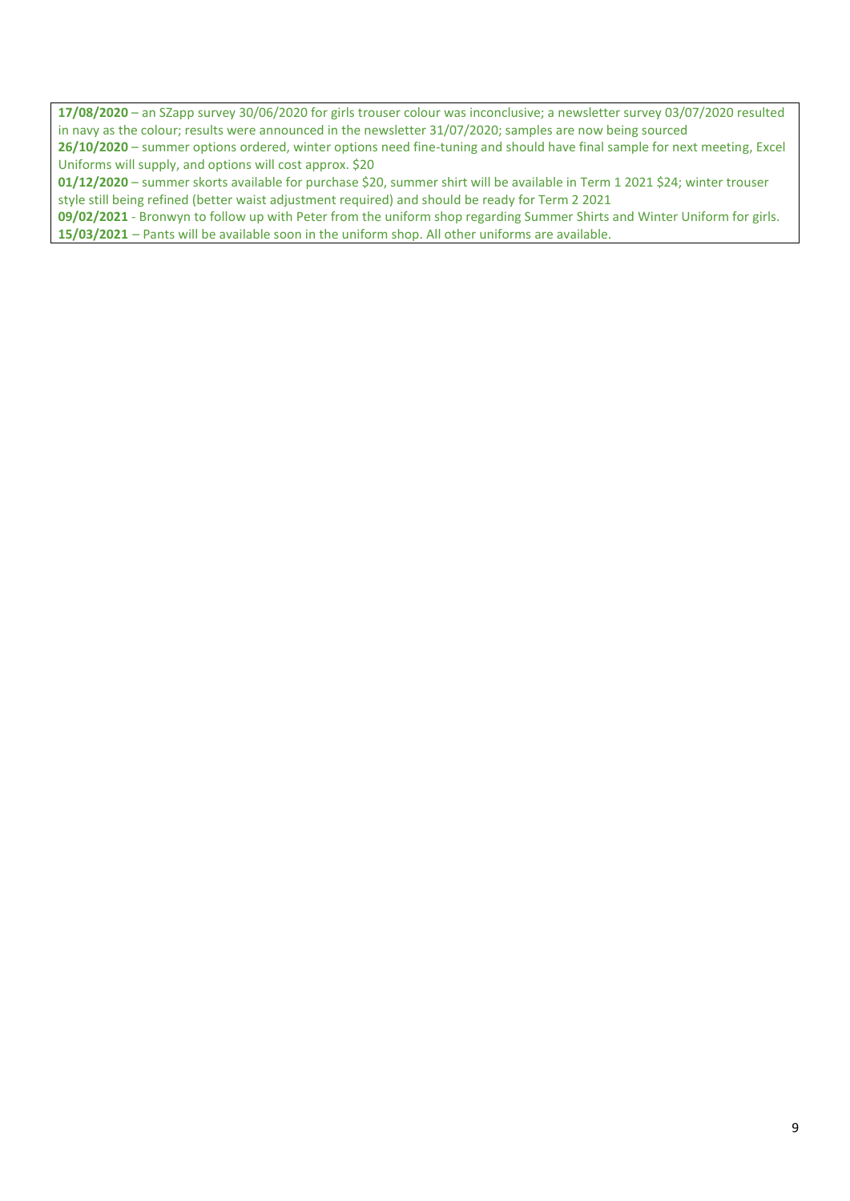**17/08/2020** – an SZapp survey 30/06/2020 for girls trouser colour was inconclusive; a newsletter survey 03/07/2020 resulted in navy as the colour; results were announced in the newsletter 31/07/2020; samples are now being sourced
**26/10/2020** – summer options ordered, winter options need fine-tuning and should have final sample for next meeting, Excel Uniforms will supply, and options will cost approx. $20
**01/12/2020** – summer skorts available for purchase $20, summer shirt will be available in Term 1 2021 $24; winter trouser style still being refined (better waist adjustment required) and should be ready for Term 2 2021
**09/02/2021** - Bronwyn to follow up with Peter from the uniform shop regarding Summer Shirts and Winter Uniform for girls.
**15/03/2021** – Pants will be available soon in the uniform shop. All other uniforms are available.